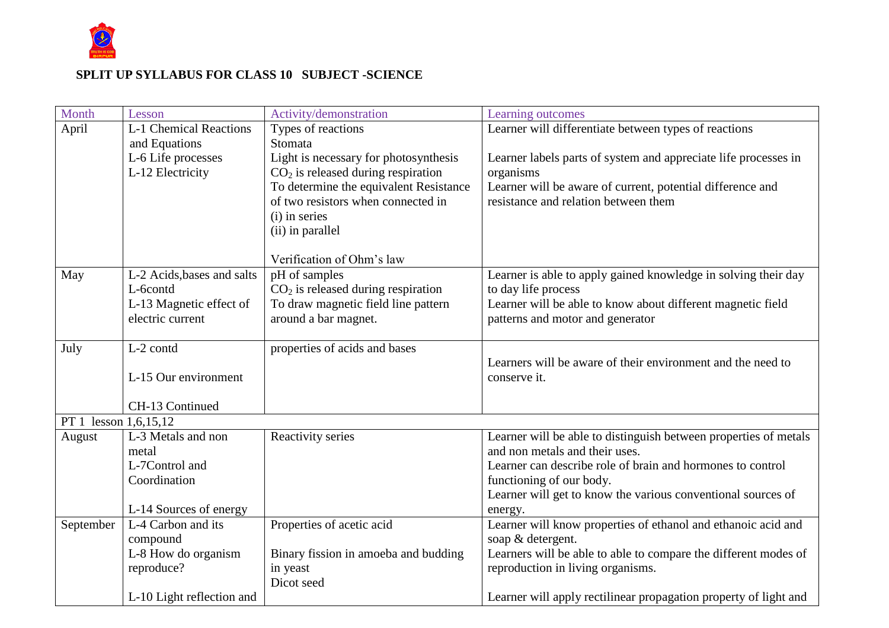**SPLIT UP SYLLABUS FOR CLASS 10 SUBJECT -SCIENCE**

| Month | Lesson | Activity/demonstration | Learning outcomes |
|---|---|---|---|
| April | L-1 Chemical Reactions and Equations<br>L-6 Life processes<br>L-12 Electricity | Types of reactions<br>Stomata<br>Light is necessary for photosynthesis<br>$CO_2$ is released during respiration<br>To determine the equivalent Resistance of two resistors when connected in<br>(i) in series<br>(ii) in parallel<br><br>Verification of Ohm's law | Learner will differentiate between types of reactions<br><br>Learner labels parts of system and appreciate life processes in organisms<br>Learner will be aware of current, potential difference and resistance and relation between them |
| May | L-2 Acids,bases and salts<br>L-6contd<br>L-13 Magnetic effect of electric current | pH of samples<br>$CO_2$ is released during respiration<br>To draw magnetic field line pattern around a bar magnet. | Learner is able to apply gained knowledge in solving their day to day life process<br>Learner will be able to know about different magnetic field patterns and motor and generator |
| July | L-2 contd<br><br>L-15 Our environment<br><br>CH-13 Continued | properties of acids and bases | Learners will be aware of their environment and the need to conserve it. |
| PT 1 lesson 1,6,15,12 | | | |
| August | L-3 Metals and non metal<br>L-7Control and Coordination<br><br>L-14 Sources of energy | Reactivity series | Learner will be able to distinguish between properties of metals and non metals and their uses.<br>Learner can describe role of brain and hormones to control functioning of our body.<br>Learner will get to know the various conventional sources of energy. |
| September | L-4 Carbon and its compound<br>L-8 How do organism reproduce?<br><br>L-10 Light reflection and | Properties of acetic acid<br><br>Binary fission in amoeba and budding in yeast<br>Dicot seed | Learner will know properties of ethanol and ethanoic acid and soap & detergent.<br>Learners will be able to able to compare the different modes of reproduction in living organisms.<br><br>Learner will apply rectilinear propagation property of light and |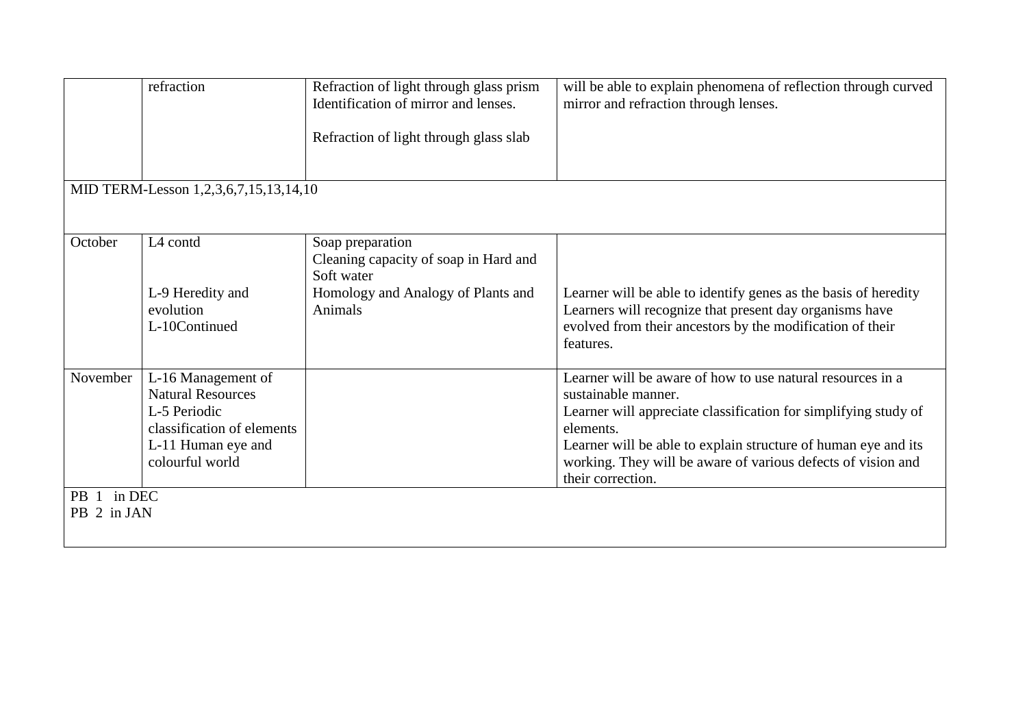| | | | |
|---|---|---|---|
| | refraction | Refraction of light through glass prism<br>Identification of mirror and lenses.<br><br>Refraction of light through glass slab | will be able to explain phenomena of reflection through curved mirror and refraction through lenses. |
| MID TERM-Lesson 1,2,3,6,7,15,13,14,10 | | | |
| October | L4 contd<br><br>L-9 Heredity and evolution<br>L-10Continued | Soap preparation<br>Cleaning capacity of soap in Hard and Soft water<br>Homology and Analogy of Plants and Animals | Learner will be able to identify genes as the basis of heredity<br>Learners will recognize that present day organisms have evolved from their ancestors by the modification of their features. |
| November | L-16 Management of Natural Resources<br>L-5 Periodic classification of elements<br>L-11 Human eye and colourful world | | Learner will be aware of how to use natural resources in a sustainable manner.<br>Learner will appreciate classification for simplifying study of elements.<br>Learner will be able to explain structure of human eye and its working. They will be aware of various defects of vision and their correction. |
| PB 1 in DEC<br>PB 2 in JAN | | | |